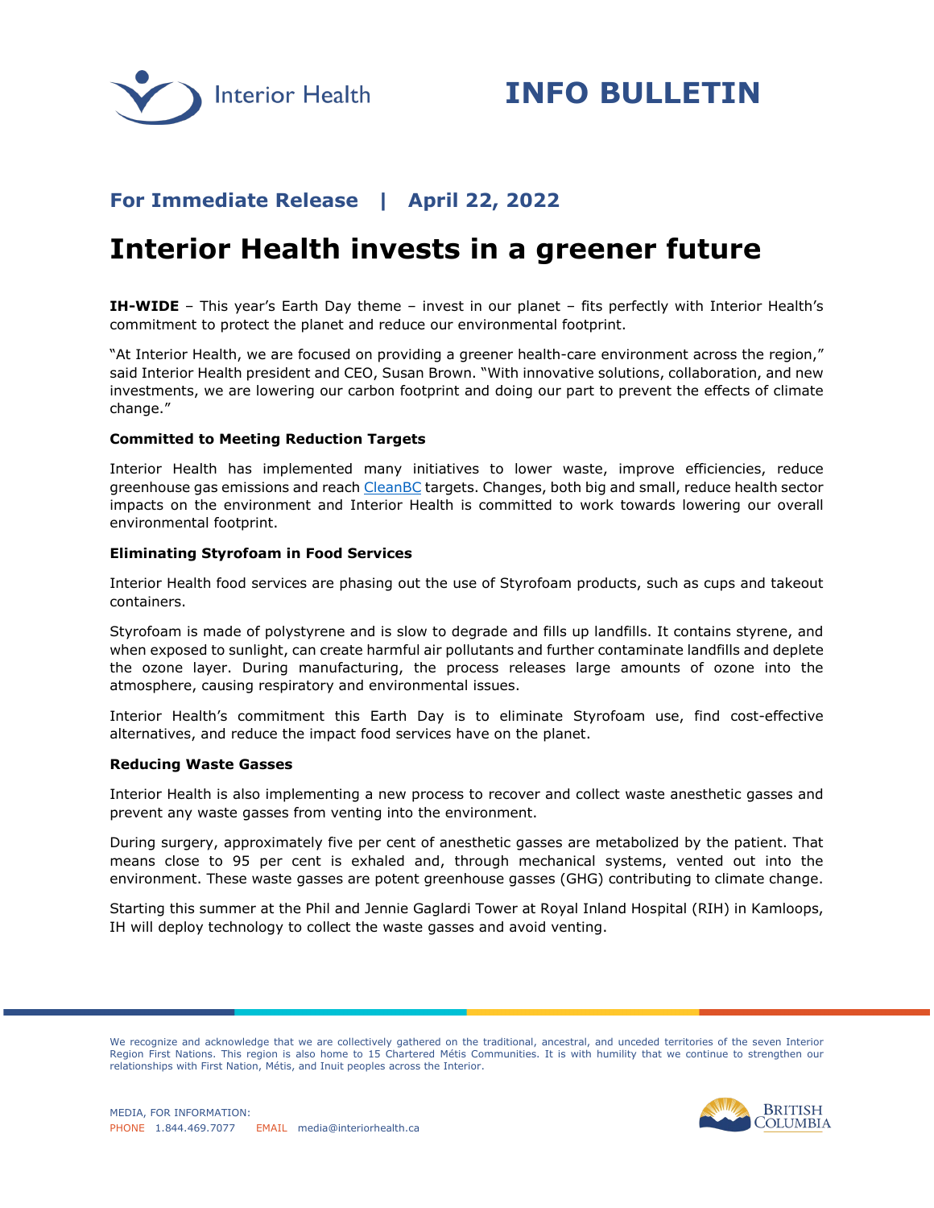Interior Health

# INFO BULLETIN

**For Immediate Release | April 22, 2022**

# Interior Health invests in a greener future

**IH-WIDE** – This year's Earth Day theme – invest in our planet – fits perfectly with Interior Health's commitment to protect the planet and reduce our environmental footprint.

"At Interior Health, we are focused on providing a greener health-care environment across the region," said Interior Health president and CEO, Susan Brown. "With innovative solutions, collaboration, and new investments, we are lowering our carbon footprint and doing our part to prevent the effects of climate change."

**Committed to Meeting Reduction Targets**

Interior Health has implemented many initiatives to lower waste, improve efficiencies, reduce greenhouse gas emissions and reach CleanBC targets. Changes, both big and small, reduce health sector impacts on the environment and Interior Health is committed to work towards lowering our overall environmental footprint.

**Eliminating Styrofoam in Food Services**

Interior Health food services are phasing out the use of Styrofoam products, such as cups and takeout containers.

Styrofoam is made of polystyrene and is slow to degrade and fills up landfills. It contains styrene, and when exposed to sunlight, can create harmful air pollutants and further contaminate landfills and deplete the ozone layer. During manufacturing, the process releases large amounts of ozone into the atmosphere, causing respiratory and environmental issues.

Interior Health's commitment this Earth Day is to eliminate Styrofoam use, find cost-effective alternatives, and reduce the impact food services have on the planet.

**Reducing Waste Gasses**

Interior Health is also implementing a new process to recover and collect waste anesthetic gasses and prevent any waste gasses from venting into the environment.

During surgery, approximately five per cent of anesthetic gasses are metabolized by the patient. That means close to 95 per cent is exhaled and, through mechanical systems, vented out into the environment. These waste gasses are potent greenhouse gasses (GHG) contributing to climate change.

Starting this summer at the Phil and Jennie Gaglardi Tower at Royal Inland Hospital (RIH) in Kamloops, IH will deploy technology to collect the waste gasses and avoid venting.

We recognize and acknowledge that we are collectively gathered on the traditional, ancestral, and unceded territories of the seven Interior Region First Nations. This region is also home to 15 Chartered Métis Communities. It is with humility that we continue to strengthen our relationships with First Nation, Métis, and Inuit peoples across the Interior.

MEDIA, FOR INFORMATION:
PHONE 1.844.469.7077 EMAIL media@interiorhealth.ca

BRITISH COLUMBIA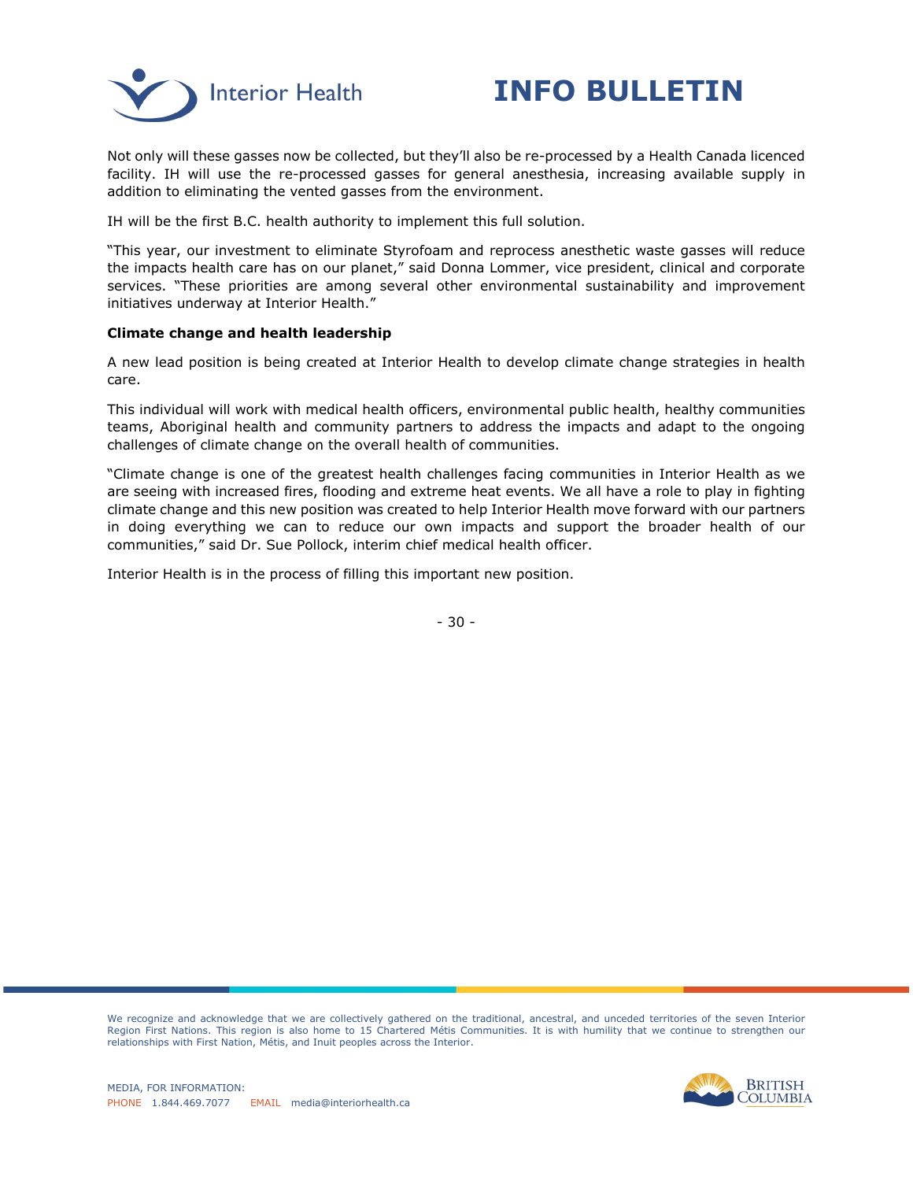Not only will these gasses now be collected, but they'll also be re-processed by a Health Canada licenced facility. IH will use the re-processed gasses for general anesthesia, increasing available supply in addition to eliminating the vented gasses from the environment.

IH will be the first B.C. health authority to implement this full solution.

"This year, our investment to eliminate Styrofoam and reprocess anesthetic waste gasses will reduce the impacts health care has on our planet," said Donna Lommer, vice president, clinical and corporate services. "These priorities are among several other environmental sustainability and improvement initiatives underway at Interior Health."

**Climate change and health leadership**

A new lead position is being created at Interior Health to develop climate change strategies in health care.

This individual will work with medical health officers, environmental public health, healthy communities teams, Aboriginal health and community partners to address the impacts and adapt to the ongoing challenges of climate change on the overall health of communities.

"Climate change is one of the greatest health challenges facing communities in Interior Health as we are seeing with increased fires, flooding and extreme heat events. We all have a role to play in fighting climate change and this new position was created to help Interior Health move forward with our partners in doing everything we can to reduce our own impacts and support the broader health of our communities," said Dr. Sue Pollock, interim chief medical health officer.

Interior Health is in the process of filling this important new position.

- 30 -

We recognize and acknowledge that we are collectively gathered on the traditional, ancestral, and unceded territories of the seven Interior Region First Nations. This region is also home to 15 Chartered Métis Communities. It is with humility that we continue to strengthen our relationships with First Nation, Métis, and Inuit peoples across the Interior.

MEDIA, FOR INFORMATION:
PHONE 1.844.469.7077 EMAIL media@interiorhealth.ca